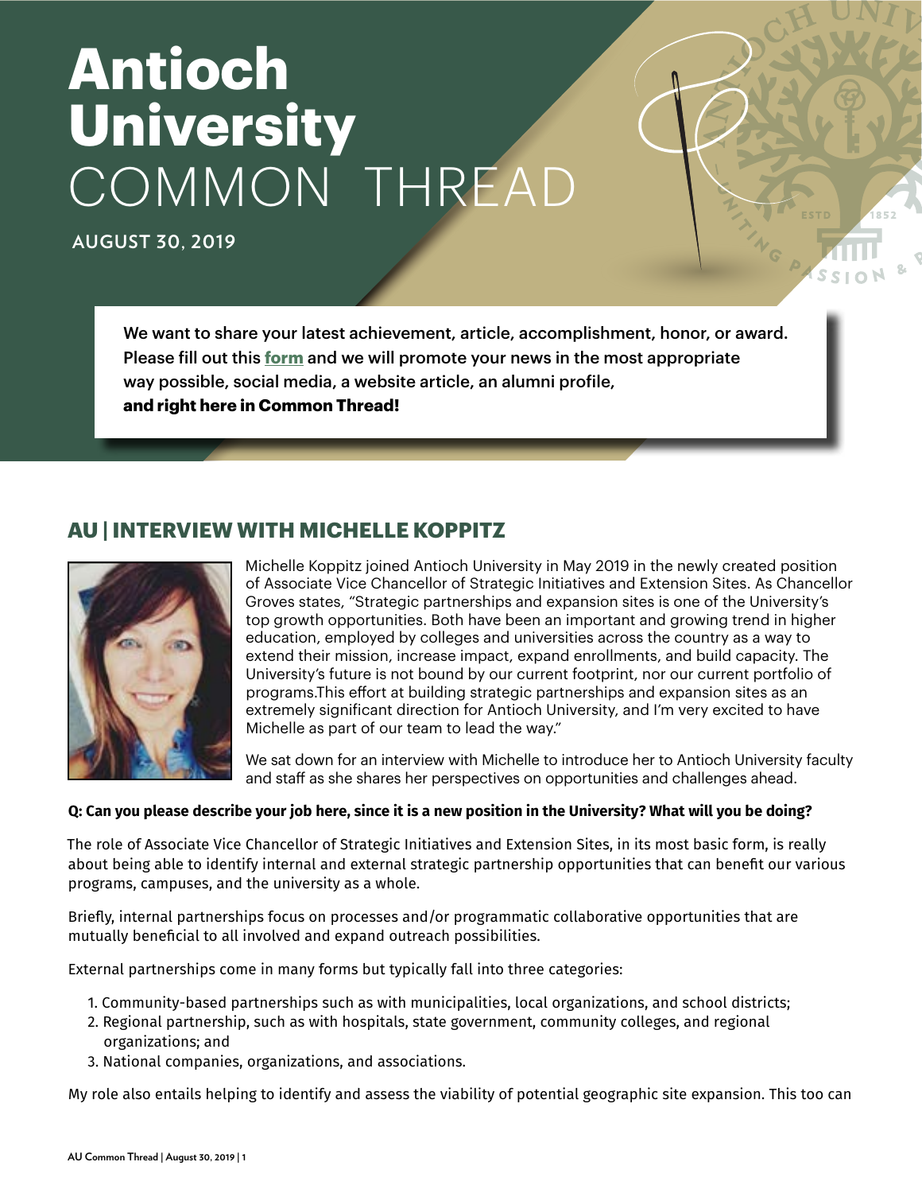# Antioch University COMMON THREAD

AUGUST 30, 2019

We want to share your latest achievement, article, accomplishment, honor, or award. Please fill out this [form](#) and we will promote your news in the most appropriate way possible, social media, a website article, an alumni profile, **and right here in Common Thread!**

## AU | INTERVIEW WITH MICHELLE KOPPITZ

Michelle Koppitz joined Antioch University in May 2019 in the newly created position of Associate Vice Chancellor of Strategic Initiatives and Extension Sites. As Chancellor Groves states, "Strategic partnerships and expansion sites is one of the University's top growth opportunities. Both have been an important and growing trend in higher education, employed by colleges and universities across the country as a way to extend their mission, increase impact, expand enrollments, and build capacity. The University's future is not bound by our current footprint, nor our current portfolio of programs.This effort at building strategic partnerships and expansion sites as an extremely significant direction for Antioch University, and I'm very excited to have Michelle as part of our team to lead the way."

We sat down for an interview with Michelle to introduce her to Antioch University faculty and staff as she shares her perspectives on opportunities and challenges ahead.

**Q: Can you please describe your job here, since it is a new position in the University? What will you be doing?**

The role of Associate Vice Chancellor of Strategic Initiatives and Extension Sites, in its most basic form, is really about being able to identify internal and external strategic partnership opportunities that can benefit our various programs, campuses, and the university as a whole.

Briefly, internal partnerships focus on processes and/or programmatic collaborative opportunities that are mutually beneficial to all involved and expand outreach possibilities.

External partnerships come in many forms but typically fall into three categories:

1. Community-based partnerships such as with municipalities, local organizations, and school districts;
2. Regional partnership, such as with hospitals, state government, community colleges, and regional organizations; and
3. National companies, organizations, and associations.

My role also entails helping to identify and assess the viability of potential geographic site expansion. This too can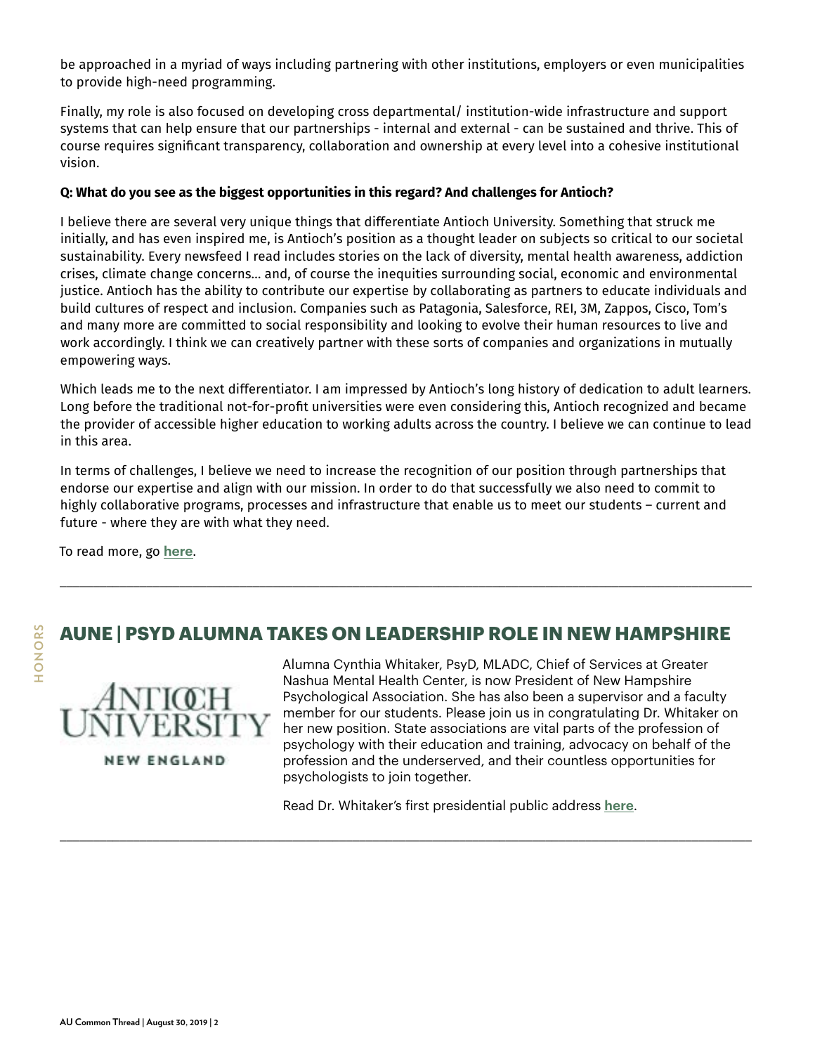be approached in a myriad of ways including partnering with other institutions, employers or even municipalities to provide high-need programming.

Finally, my role is also focused on developing cross departmental/ institution-wide infrastructure and support systems that can help ensure that our partnerships - internal and external - can be sustained and thrive. This of course requires significant transparency, collaboration and ownership at every level into a cohesive institutional vision.

**Q: What do you see as the biggest opportunities in this regard? And challenges for Antioch?**

I believe there are several very unique things that differentiate Antioch University. Something that struck me initially, and has even inspired me, is Antioch's position as a thought leader on subjects so critical to our societal sustainability. Every newsfeed I read includes stories on the lack of diversity, mental health awareness, addiction crises, climate change concerns… and, of course the inequities surrounding social, economic and environmental justice. Antioch has the ability to contribute our expertise by collaborating as partners to educate individuals and build cultures of respect and inclusion. Companies such as Patagonia, Salesforce, REI, 3M, Zappos, Cisco, Tom's and many more are committed to social responsibility and looking to evolve their human resources to live and work accordingly. I think we can creatively partner with these sorts of companies and organizations in mutually empowering ways.

Which leads me to the next differentiator. I am impressed by Antioch's long history of dedication to adult learners. Long before the traditional not-for-profit universities were even considering this, Antioch recognized and became the provider of accessible higher education to working adults across the country. I believe we can continue to lead in this area.

In terms of challenges, I believe we need to increase the recognition of our position through partnerships that endorse our expertise and align with our mission. In order to do that successfully we also need to commit to highly collaborative programs, processes and infrastructure that enable us to meet our students – current and future - where they are with what they need.

To read more, go **here**.

---

HONORS

## AUNE | PSYD ALUMNA TAKES ON LEADERSHIP ROLE IN NEW HAMPSHIRE

ANTIOCH UNIVERSITY NEW ENGLAND

Alumna Cynthia Whitaker, PsyD, MLADC, Chief of Services at Greater Nashua Mental Health Center, is now President of New Hampshire Psychological Association. She has also been a supervisor and a faculty member for our students. Please join us in congratulating Dr. Whitaker on her new position. State associations are vital parts of the profession of psychology with their education and training, advocacy on behalf of the profession and the underserved, and their countless opportunities for psychologists to join together.

Read Dr. Whitaker's first presidential public address **here**.

---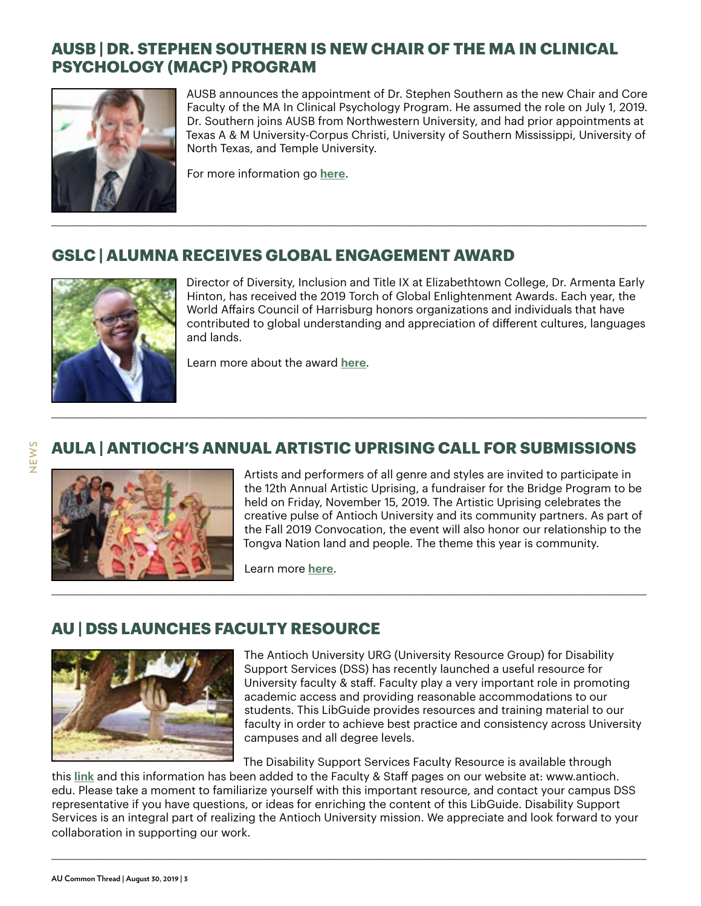## AUSB | DR. STEPHEN SOUTHERN IS NEW CHAIR OF THE MA IN CLINICAL PSYCHOLOGY (MACP) PROGRAM

AUSB announces the appointment of Dr. Stephen Southern as the new Chair and Core Faculty of the MA In Clinical Psychology Program. He assumed the role on July 1, 2019. Dr. Southern joins AUSB from Northwestern University, and had prior appointments at Texas A & M University-Corpus Christi, University of Southern Mississippi, University of North Texas, and Temple University.

For more information go **here**.

---

## GSLC | ALUMNA RECEIVES GLOBAL ENGAGEMENT AWARD

Director of Diversity, Inclusion and Title IX at Elizabethtown College, Dr. Armenta Early Hinton, has received the 2019 Torch of Global Enlightenment Awards. Each year, the World Affairs Council of Harrisburg honors organizations and individuals that have contributed to global understanding and appreciation of different cultures, languages and lands.

Learn more about the award **here**.

---

## AULA | ANTIOCH'S ANNUAL ARTISTIC UPRISING CALL FOR SUBMISSIONS

Artists and performers of all genre and styles are invited to participate in the 12th Annual Artistic Uprising, a fundraiser for the Bridge Program to be held on Friday, November 15, 2019. The Artistic Uprising celebrates the creative pulse of Antioch University and its community partners. As part of the Fall 2019 Convocation, the event will also honor our relationship to the Tongva Nation land and people. The theme this year is community.

Learn more **here**.

---

## AU | DSS LAUNCHES FACULTY RESOURCE

The Antioch University URG (University Resource Group) for Disability Support Services (DSS) has recently launched a useful resource for University faculty & staff. Faculty play a very important role in promoting academic access and providing reasonable accommodations to our students. This LibGuide provides resources and training material to our faculty in order to achieve best practice and consistency across University campuses and all degree levels.

The Disability Support Services Faculty Resource is available through this **link** and this information has been added to the Faculty & Staff pages on our website at: www.antioch.edu. Please take a moment to familiarize yourself with this important resource, and contact your campus DSS representative if you have questions, or ideas for enriching the content of this LibGuide. Disability Support Services is an integral part of realizing the Antioch University mission. We appreciate and look forward to your collaboration in supporting our work.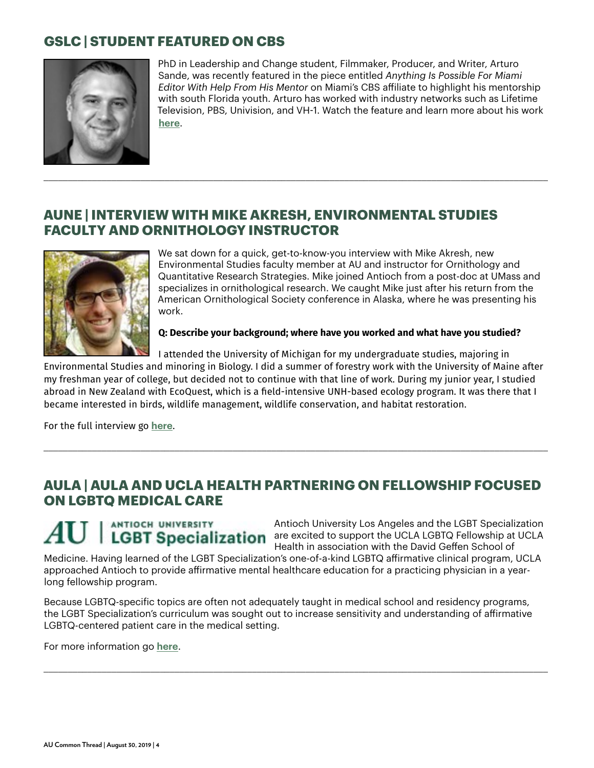## GSLC | STUDENT FEATURED ON CBS

PhD in Leadership and Change student, Filmmaker, Producer, and Writer, Arturo Sande, was recently featured in the piece entitled *Anything Is Possible For Miami Editor With Help From His Mentor* on Miami's CBS affiliate to highlight his mentorship with south Florida youth. Arturo has worked with industry networks such as Lifetime Television, PBS, Univision, and VH-1. Watch the feature and learn more about his work **here**.

---

## AUNE | INTERVIEW WITH MIKE AKRESH, ENVIRONMENTAL STUDIES FACULTY AND ORNITHOLOGY INSTRUCTOR

We sat down for a quick, get-to-know-you interview with Mike Akresh, new Environmental Studies faculty member at AU and instructor for Ornithology and Quantitative Research Strategies. Mike joined Antioch from a post-doc at UMass and specializes in ornithological research. We caught Mike just after his return from the American Ornithological Society conference in Alaska, where he was presenting his work.

**Q: Describe your background; where have you worked and what have you studied?**

I attended the University of Michigan for my undergraduate studies, majoring in Environmental Studies and minoring in Biology. I did a summer of forestry work with the University of Maine after my freshman year of college, but decided not to continue with that line of work. During my junior year, I studied abroad in New Zealand with EcoQuest, which is a field-intensive UNH-based ecology program. It was there that I became interested in birds, wildlife management, wildlife conservation, and habitat restoration.

For the full interview go **here**.

---

## AULA | AULA AND UCLA HEALTH PARTNERING ON FELLOWSHIP FOCUSED ON LGBTQ MEDICAL CARE

AU | ANTIOCH UNIVERSITY LGBT Specialization

Antioch University Los Angeles and the LGBT Specialization are excited to support the UCLA LGBTQ Fellowship at UCLA Health in association with the David Geffen School of Medicine. Having learned of the LGBT Specialization's one-of-a-kind LGBTQ affirmative clinical program, UCLA approached Antioch to provide affirmative mental healthcare education for a practicing physician in a year-long fellowship program.

Because LGBTQ-specific topics are often not adequately taught in medical school and residency programs, the LGBT Specialization's curriculum was sought out to increase sensitivity and understanding of affirmative LGBTQ-centered patient care in the medical setting.

For more information go **here**.

---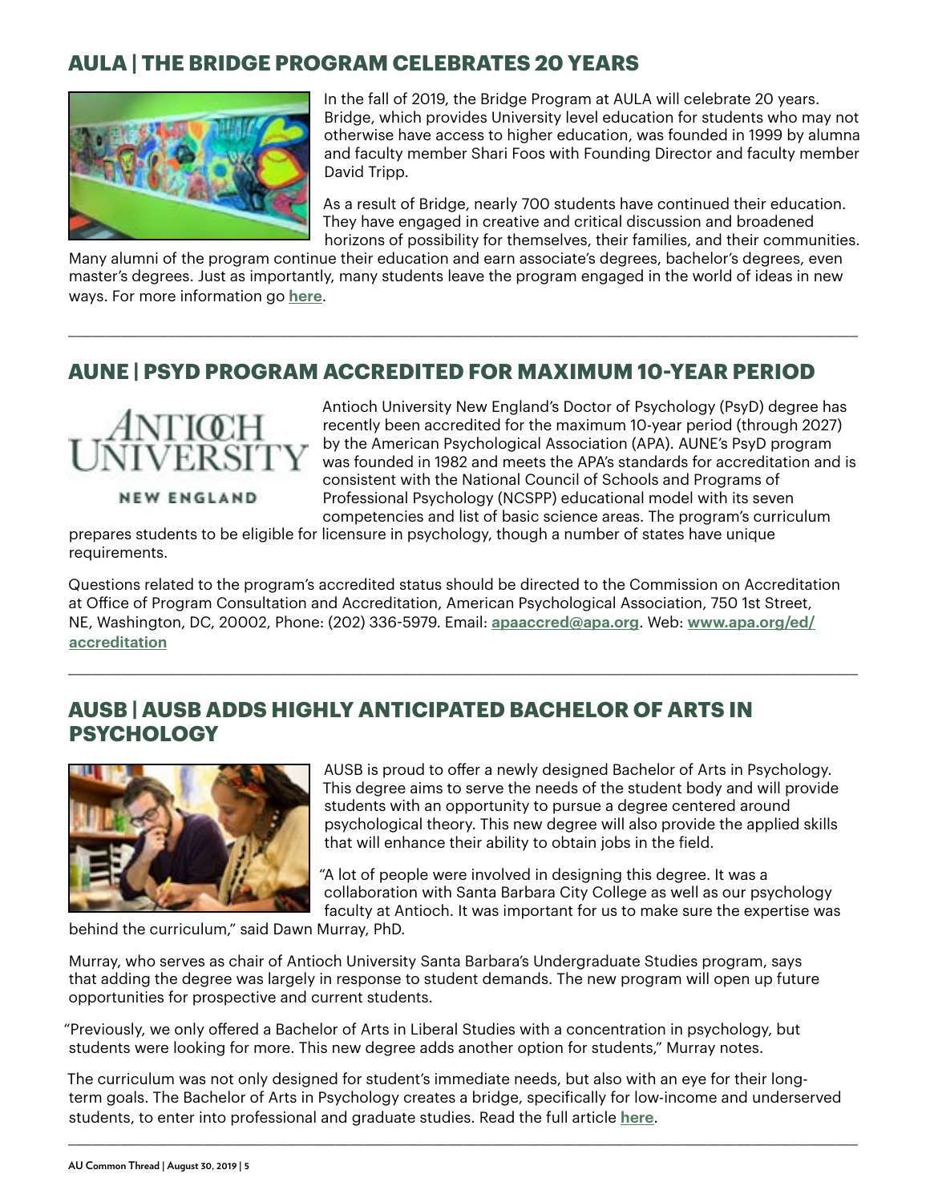## AULA | THE BRIDGE PROGRAM CELEBRATES 20 YEARS

In the fall of 2019, the Bridge Program at AULA will celebrate 20 years. Bridge, which provides University level education for students who may not otherwise have access to higher education, was founded in 1999 by alumna and faculty member Shari Foos with Founding Director and faculty member David Tripp.

As a result of Bridge, nearly 700 students have continued their education. They have engaged in creative and critical discussion and broadened horizons of possibility for themselves, their families, and their communities. Many alumni of the program continue their education and earn associate's degrees, bachelor's degrees, even master's degrees. Just as importantly, many students leave the program engaged in the world of ideas in new ways. For more information go **here**.

---

## AUNE | PSYD PROGRAM ACCREDITED FOR MAXIMUM 10-YEAR PERIOD

Antioch University New England's Doctor of Psychology (PsyD) degree has recently been accredited for the maximum 10-year period (through 2027) by the American Psychological Association (APA). AUNE's PsyD program was founded in 1982 and meets the APA's standards for accreditation and is consistent with the National Council of Schools and Programs of Professional Psychology (NCSPP) educational model with its seven competencies and list of basic science areas. The program's curriculum prepares students to be eligible for licensure in psychology, though a number of states have unique requirements.

Questions related to the program's accredited status should be directed to the Commission on Accreditation at Office of Program Consultation and Accreditation, American Psychological Association, 750 1st Street, NE, Washington, DC, 20002, Phone: (202) 336-5979. Email: **apaaccred@apa.org**. Web: **www.apa.org/ed/accreditation**

---

## AUSB | AUSB ADDS HIGHLY ANTICIPATED BACHELOR OF ARTS IN PSYCHOLOGY

AUSB is proud to offer a newly designed Bachelor of Arts in Psychology. This degree aims to serve the needs of the student body and will provide students with an opportunity to pursue a degree centered around psychological theory. This new degree will also provide the applied skills that will enhance their ability to obtain jobs in the field.

"A lot of people were involved in designing this degree. It was a collaboration with Santa Barbara City College as well as our psychology faculty at Antioch. It was important for us to make sure the expertise was behind the curriculum," said Dawn Murray, PhD.

Murray, who serves as chair of Antioch University Santa Barbara's Undergraduate Studies program, says that adding the degree was largely in response to student demands. The new program will open up future opportunities for prospective and current students.

"Previously, we only offered a Bachelor of Arts in Liberal Studies with a concentration in psychology, but students were looking for more. This new degree adds another option for students," Murray notes.

The curriculum was not only designed for student's immediate needs, but also with an eye for their long-term goals. The Bachelor of Arts in Psychology creates a bridge, specifically for low-income and underserved students, to enter into professional and graduate studies. Read the full article **here**.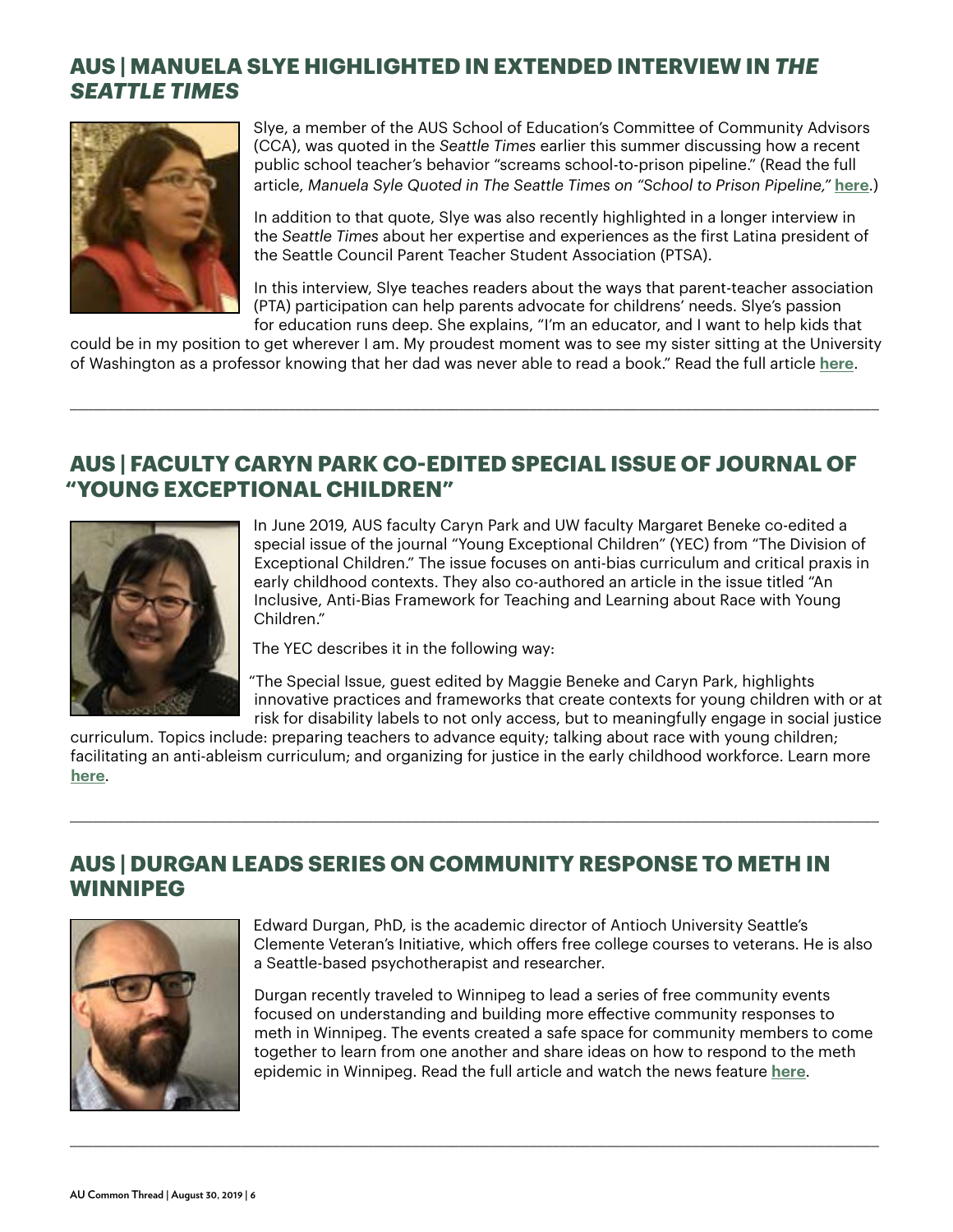## AUS | MANUELA SLYE HIGHLIGHTED IN EXTENDED INTERVIEW IN *THE SEATTLE TIMES*

Slye, a member of the AUS School of Education's Committee of Community Advisors (CCA), was quoted in the *Seattle Times* earlier this summer discussing how a recent public school teacher's behavior "screams school-to-prison pipeline." (Read the full article, *Manuela Syle Quoted in The Seattle Times on "School to Prison Pipeline,"* **here**.)

In addition to that quote, Slye was also recently highlighted in a longer interview in the *Seattle Times* about her expertise and experiences as the first Latina president of the Seattle Council Parent Teacher Student Association (PTSA).

In this interview, Slye teaches readers about the ways that parent-teacher association (PTA) participation can help parents advocate for childrens' needs. Slye's passion for education runs deep. She explains, "I'm an educator, and I want to help kids that could be in my position to get wherever I am. My proudest moment was to see my sister sitting at the University of Washington as a professor knowing that her dad was never able to read a book." Read the full article **here**.

---

## AUS | FACULTY CARYN PARK CO-EDITED SPECIAL ISSUE OF JOURNAL OF "YOUNG EXCEPTIONAL CHILDREN"

In June 2019, AUS faculty Caryn Park and UW faculty Margaret Beneke co-edited a special issue of the journal "Young Exceptional Children" (YEC) from "The Division of Exceptional Children." The issue focuses on anti-bias curriculum and critical praxis in early childhood contexts. They also co-authored an article in the issue titled "An Inclusive, Anti-Bias Framework for Teaching and Learning about Race with Young Children."

The YEC describes it in the following way:

"The Special Issue, guest edited by Maggie Beneke and Caryn Park, highlights innovative practices and frameworks that create contexts for young children with or at risk for disability labels to not only access, but to meaningfully engage in social justice curriculum. Topics include: preparing teachers to advance equity; talking about race with young children; facilitating an anti-ableism curriculum; and organizing for justice in the early childhood workforce. Learn more **here**.

---

## AUS | DURGAN LEADS SERIES ON COMMUNITY RESPONSE TO METH IN WINNIPEG

Edward Durgan, PhD, is the academic director of Antioch University Seattle's Clemente Veteran's Initiative, which offers free college courses to veterans. He is also a Seattle-based psychotherapist and researcher.

Durgan recently traveled to Winnipeg to lead a series of free community events focused on understanding and building more effective community responses to meth in Winnipeg. The events created a safe space for community members to come together to learn from one another and share ideas on how to respond to the meth epidemic in Winnipeg. Read the full article and watch the news feature **here**.

---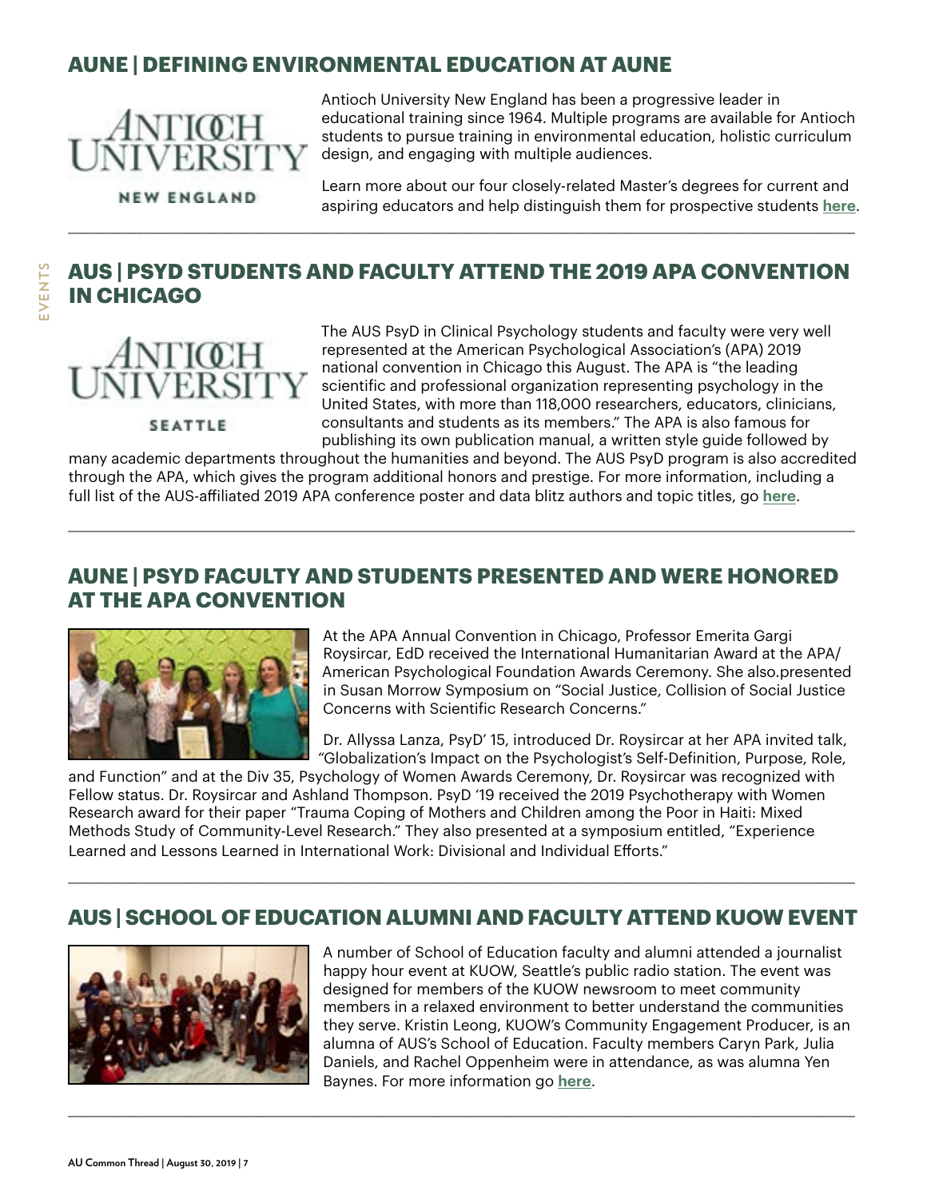## AUNE | DEFINING ENVIRONMENTAL EDUCATION AT AUNE

Antioch University New England has been a progressive leader in educational training since 1964. Multiple programs are available for Antioch students to pursue training in environmental education, holistic curriculum design, and engaging with multiple audiences.

Learn more about our four closely-related Master's degrees for current and aspiring educators and help distinguish them for prospective students **here**.

---

## AUS | PSYD STUDENTS AND FACULTY ATTEND THE 2019 APA CONVENTION IN CHICAGO

The AUS PsyD in Clinical Psychology students and faculty were very well represented at the American Psychological Association's (APA) 2019 national convention in Chicago this August. The APA is "the leading scientific and professional organization representing psychology in the United States, with more than 118,000 researchers, educators, clinicians, consultants and students as its members." The APA is also famous for publishing its own publication manual, a written style guide followed by many academic departments throughout the humanities and beyond. The AUS PsyD program is also accredited through the APA, which gives the program additional honors and prestige. For more information, including a full list of the AUS-affiliated 2019 APA conference poster and data blitz authors and topic titles, go **here**.

---

## AUNE | PSYD FACULTY AND STUDENTS PRESENTED AND WERE HONORED AT THE APA CONVENTION

At the APA Annual Convention in Chicago, Professor Emerita Gargi Roysircar, EdD received the International Humanitarian Award at the APA/ American Psychological Foundation Awards Ceremony. She also.presented in Susan Morrow Symposium on "Social Justice, Collision of Social Justice Concerns with Scientific Research Concerns."

Dr. Allyssa Lanza, PsyD' 15, introduced Dr. Roysircar at her APA invited talk, "Globalization's Impact on the Psychologist's Self-Definition, Purpose, Role, and Function" and at the Div 35, Psychology of Women Awards Ceremony, Dr. Roysircar was recognized with Fellow status. Dr. Roysircar and Ashland Thompson. PsyD '19 received the 2019 Psychotherapy with Women Research award for their paper "Trauma Coping of Mothers and Children among the Poor in Haiti: Mixed Methods Study of Community-Level Research." They also presented at a symposium entitled, "Experience Learned and Lessons Learned in International Work: Divisional and Individual Efforts."

---

## AUS | SCHOOL OF EDUCATION ALUMNI AND FACULTY ATTEND KUOW EVENT

A number of School of Education faculty and alumni attended a journalist happy hour event at KUOW, Seattle's public radio station. The event was designed for members of the KUOW newsroom to meet community members in a relaxed environment to better understand the communities they serve. Kristin Leong, KUOW's Community Engagement Producer, is an alumna of AUS's School of Education. Faculty members Caryn Park, Julia Daniels, and Rachel Oppenheim were in attendance, as was alumna Yen Baynes. For more information go **here**.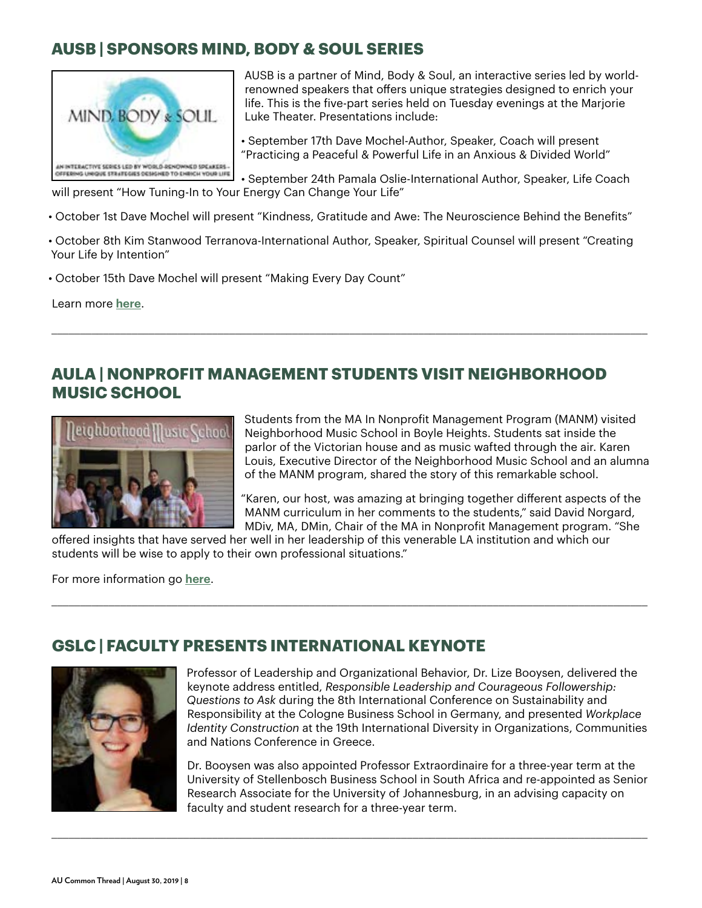## AUSB | SPONSORS MIND, BODY & SOUL SERIES

AUSB is a partner of Mind, Body & Soul, an interactive series led by world-renowned speakers that offers unique strategies designed to enrich your life. This is the five-part series held on Tuesday evenings at the Marjorie Luke Theater. Presentations include:

- September 17th Dave Mochel-Author, Speaker, Coach will present "Practicing a Peaceful & Powerful Life in an Anxious & Divided World"
- September 24th Pamala Oslie-International Author, Speaker, Life Coach will present "How Tuning-In to Your Energy Can Change Your Life"
- October 1st Dave Mochel will present "Kindness, Gratitude and Awe: The Neuroscience Behind the Benefits"
- October 8th Kim Stanwood Terranova-International Author, Speaker, Spiritual Counsel will present "Creating Your Life by Intention"
- October 15th Dave Mochel will present "Making Every Day Count"

Learn more **here**.

---

## AULA | NONPROFIT MANAGEMENT STUDENTS VISIT NEIGHBORHOOD MUSIC SCHOOL

Students from the MA In Nonprofit Management Program (MANM) visited Neighborhood Music School in Boyle Heights. Students sat inside the parlor of the Victorian house and as music wafted through the air. Karen Louis, Executive Director of the Neighborhood Music School and an alumna of the MANM program, shared the story of this remarkable school.

"Karen, our host, was amazing at bringing together different aspects of the MANM curriculum in her comments to the students," said David Norgard, MDiv, MA, DMin, Chair of the MA in Nonprofit Management program. "She offered insights that have served her well in her leadership of this venerable LA institution and which our students will be wise to apply to their own professional situations."

For more information go **here**.

---

## GSLC | FACULTY PRESENTS INTERNATIONAL KEYNOTE

Professor of Leadership and Organizational Behavior, Dr. Lize Booysen, delivered the keynote address entitled, *Responsible Leadership and Courageous Followership: Questions to Ask* during the 8th International Conference on Sustainability and Responsibility at the Cologne Business School in Germany, and presented *Workplace Identity Construction* at the 19th International Diversity in Organizations, Communities and Nations Conference in Greece.

Dr. Booysen was also appointed Professor Extraordinaire for a three-year term at the University of Stellenbosch Business School in South Africa and re-appointed as Senior Research Associate for the University of Johannesburg, in an advising capacity on faculty and student research for a three-year term.

---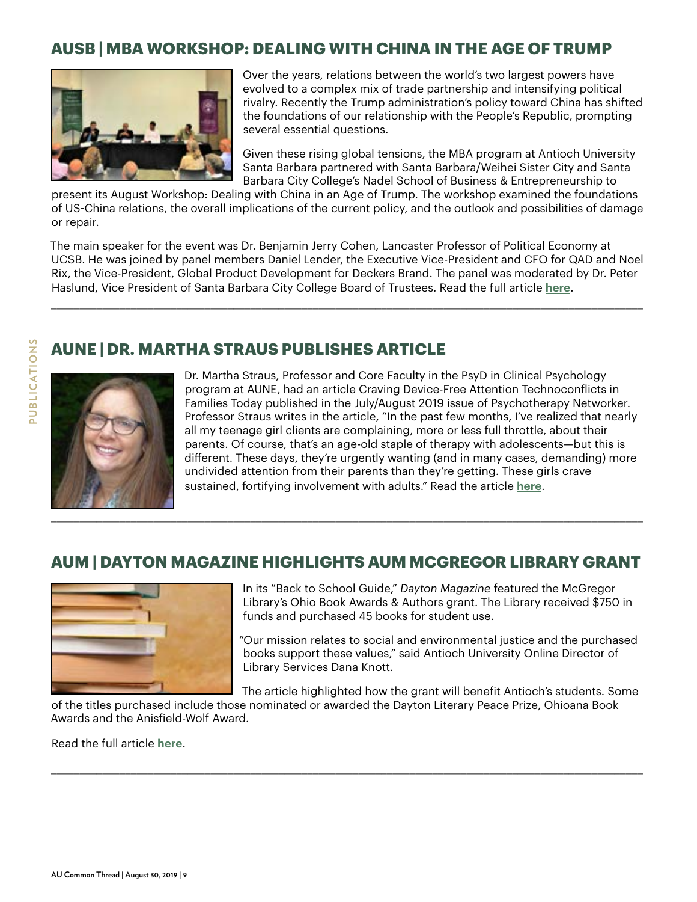## AUSB | MBA WORKSHOP: DEALING WITH CHINA IN THE AGE OF TRUMP

Over the years, relations between the world's two largest powers have evolved to a complex mix of trade partnership and intensifying political rivalry. Recently the Trump administration's policy toward China has shifted the foundations of our relationship with the People's Republic, prompting several essential questions.

Given these rising global tensions, the MBA program at Antioch University Santa Barbara partnered with Santa Barbara/Weihei Sister City and Santa Barbara City College's Nadel School of Business & Entrepreneurship to present its August Workshop: Dealing with China in an Age of Trump. The workshop examined the foundations of US-China relations, the overall implications of the current policy, and the outlook and possibilities of damage or repair.

The main speaker for the event was Dr. Benjamin Jerry Cohen, Lancaster Professor of Political Economy at UCSB. He was joined by panel members Daniel Lender, the Executive Vice-President and CFO for QAD and Noel Rix, the Vice-President, Global Product Development for Deckers Brand. The panel was moderated by Dr. Peter Haslund, Vice President of Santa Barbara City College Board of Trustees. Read the full article **here**.

---

## AUNE | DR. MARTHA STRAUS PUBLISHES ARTICLE

Dr. Martha Straus, Professor and Core Faculty in the PsyD in Clinical Psychology program at AUNE, had an article Craving Device-Free Attention Technoconflicts in Families Today published in the July/August 2019 issue of Psychotherapy Networker. Professor Straus writes in the article, "In the past few months, I've realized that nearly all my teenage girl clients are complaining, more or less full throttle, about their parents. Of course, that's an age-old staple of therapy with adolescents—but this is different. These days, they're urgently wanting (and in many cases, demanding) more undivided attention from their parents than they're getting. These girls crave sustained, fortifying involvement with adults." Read the article **here**.

---

## AUM | DAYTON MAGAZINE HIGHLIGHTS AUM MCGREGOR LIBRARY GRANT

In its "Back to School Guide," *Dayton Magazine* featured the McGregor Library's Ohio Book Awards & Authors grant. The Library received $750 in funds and purchased 45 books for student use.

"Our mission relates to social and environmental justice and the purchased books support these values," said Antioch University Online Director of Library Services Dana Knott.

The article highlighted how the grant will benefit Antioch's students. Some of the titles purchased include those nominated or awarded the Dayton Literary Peace Prize, Ohioana Book Awards and the Anisfield-Wolf Award.

Read the full article **here**.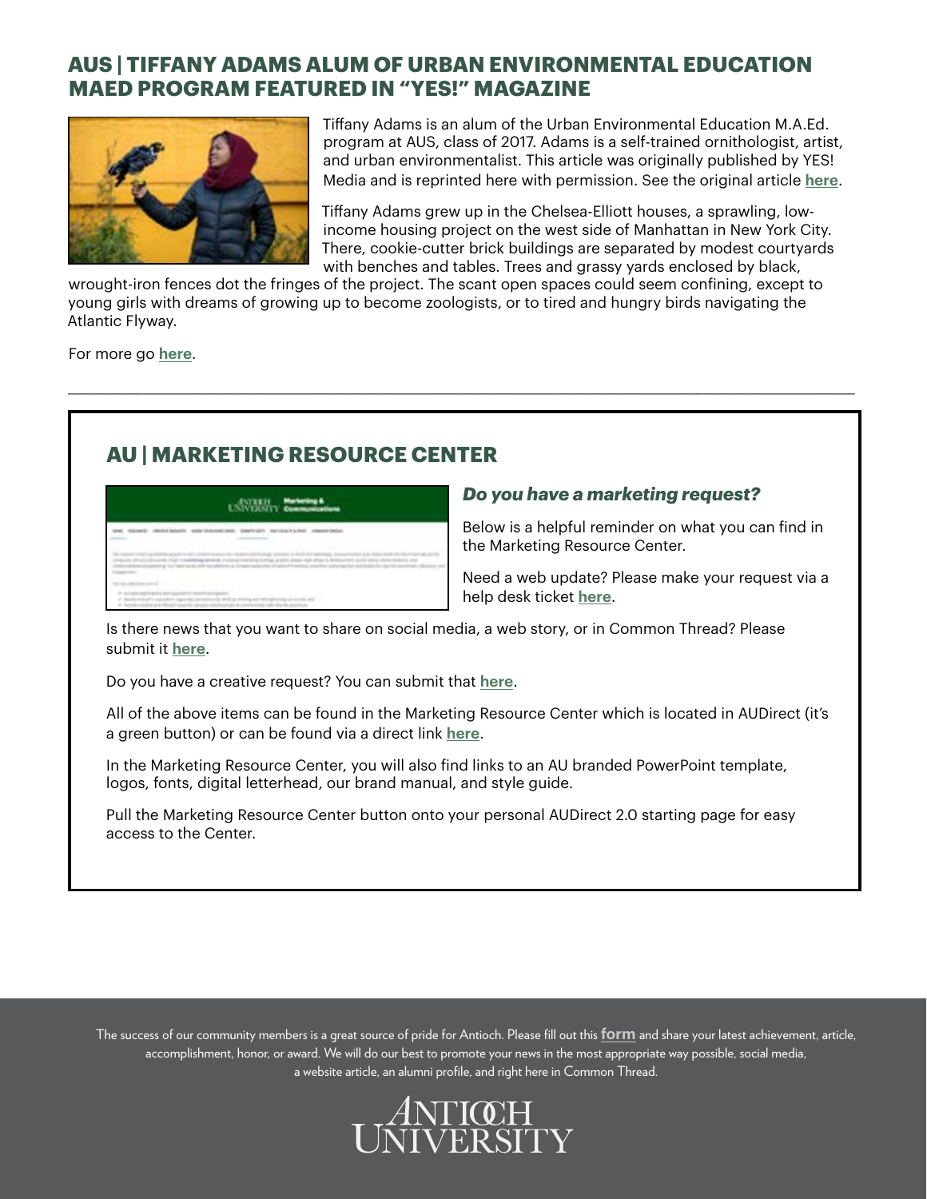## AUS | TIFFANY ADAMS ALUM OF URBAN ENVIRONMENTAL EDUCATION MAED PROGRAM FEATURED IN "YES!" MAGAZINE

Tiffany Adams is an alum of the Urban Environmental Education M.A.Ed. program at AUS, class of 2017. Adams is a self-trained ornithologist, artist, and urban environmentalist. This article was originally published by YES! Media and is reprinted here with permission. See the original article **here**.

Tiffany Adams grew up in the Chelsea-Elliott houses, a sprawling, low-income housing project on the west side of Manhattan in New York City. There, cookie-cutter brick buildings are separated by modest courtyards with benches and tables. Trees and grassy yards enclosed by black, wrought-iron fences dot the fringes of the project. The scant open spaces could seem confining, except to young girls with dreams of growing up to become zoologists, or to tired and hungry birds navigating the Atlantic Flyway.

For more go **here**.

---

## AU | MARKETING RESOURCE CENTER

### *Do you have a marketing request?*

Below is a helpful reminder on what you can find in the Marketing Resource Center.

Need a web update? Please make your request via a help desk ticket **here**.

Is there news that you want to share on social media, a web story, or in Common Thread? Please submit it **here**.

Do you have a creative request? You can submit that **here**.

All of the above items can be found in the Marketing Resource Center which is located in AUDirect (it's a green button) or can be found via a direct link **here**.

In the Marketing Resource Center, you will also find links to an AU branded PowerPoint template, logos, fonts, digital letterhead, our brand manual, and style guide.

Pull the Marketing Resource Center button onto your personal AUDirect 2.0 starting page for easy access to the Center.

The success of our community members is a great source of pride for Antioch. Please fill out this **form** and share your latest achievement, article, accomplishment, honor, or award. We will do our best to promote your news in the most appropriate way possible, social media, a website article, an alumni profile, and right here in Common Thread.

ANTIOCH UNIVERSITY